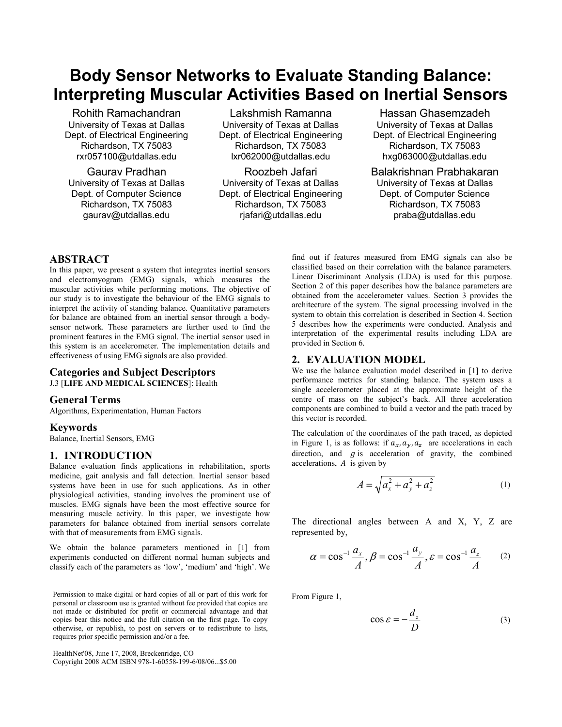# Body Sensor Networks to Evaluate Standing Balance: Interpreting Muscular Activities Based on Inertial Sensors

Rohith Ramachandran
University of Texas at Dallas
Dept. of Electrical Engineering
Richardson, TX 75083
rxr057100@utdallas.edu

Lakshmish Ramanna
University of Texas at Dallas
Dept. of Electrical Engineering
Richardson, TX 75083
lxr062000@utdallas.edu

Hassan Ghasemzadeh
University of Texas at Dallas
Dept. of Electrical Engineering
Richardson, TX 75083
hxg063000@utdallas.edu

Gaurav Pradhan
University of Texas at Dallas
Dept. of Computer Science
Richardson, TX 75083
gaurav@utdallas.edu

Roozbeh Jafari
University of Texas at Dallas
Dept. of Electrical Engineering
Richardson, TX 75083
rjafari@utdallas.edu

Balakrishnan Prabhakaran
University of Texas at Dallas
Dept. of Computer Science
Richardson, TX 75083
praba@utdallas.edu

## ABSTRACT

In this paper, we present a system that integrates inertial sensors and electromyogram (EMG) signals, which measures the muscular activities while performing motions. The objective of our study is to investigate the behaviour of the EMG signals to interpret the activity of standing balance. Quantitative parameters for balance are obtained from an inertial sensor through a body-sensor network. These parameters are further used to find the prominent features in the EMG signal. The inertial sensor used in this system is an accelerometer. The implementation details and effectiveness of using EMG signals are also provided.

### Categories and Subject Descriptors

J.3 [**LIFE AND MEDICAL SCIENCES**]: Health

### General Terms

Algorithms, Experimentation, Human Factors

### Keywords

Balance, Inertial Sensors, EMG

## 1. INTRODUCTION

Balance evaluation finds applications in rehabilitation, sports medicine, gait analysis and fall detection. Inertial sensor based systems have been in use for such applications. As in other physiological activities, standing involves the prominent use of muscles. EMG signals have been the most effective source for measuring muscle activity. In this paper, we investigate how parameters for balance obtained from inertial sensors correlate with that of measurements from EMG signals.

We obtain the balance parameters mentioned in [1] from experiments conducted on different normal human subjects and classify each of the parameters as 'low', 'medium' and 'high'. We find out if features measured from EMG signals can also be classified based on their correlation with the balance parameters. Linear Discriminant Analysis (LDA) is used for this purpose. Section 2 of this paper describes how the balance parameters are obtained from the accelerometer values. Section 3 provides the architecture of the system. The signal processing involved in the system to obtain this correlation is described in Section 4. Section 5 describes how the experiments were conducted. Analysis and interpretation of the experimental results including LDA are provided in Section 6.

Permission to make digital or hard copies of all or part of this work for personal or classroom use is granted without fee provided that copies are not made or distributed for profit or commercial advantage and that copies bear this notice and the full citation on the first page. To copy otherwise, or republish, to post on servers or to redistribute to lists, requires prior specific permission and/or a fee.

HealthNet'08, June 17, 2008, Breckenridge, CO
Copyright 2008 ACM ISBN 978-1-60558-199-6/08/06...$5.00

## 2. EVALUATION MODEL

We use the balance evaluation model described in [1] to derive performance metrics for standing balance. The system uses a single accelerometer placed at the approximate height of the centre of mass on the subject's back. All three acceleration components are combined to build a vector and the path traced by this vector is recorded.

The calculation of the coordinates of the path traced, as depicted in Figure 1, is as follows: if $a_x, a_y, a_z$ are accelerations in each direction, and $g$ is acceleration of gravity, the combined accelerations, $A$ is given by

$$A = \sqrt{a_x^2 + a_y^2 + a_z^2} \tag{1}$$

The directional angles between A and X, Y, Z are represented by,

$$\alpha = \cos^{-1}\frac{a_x}{A}, \beta = \cos^{-1}\frac{a_y}{A}, \varepsilon = \cos^{-1}\frac{a_z}{A} \tag{2}$$

From Figure 1,

$$\cos\varepsilon = -\frac{d_z}{D} \tag{3}$$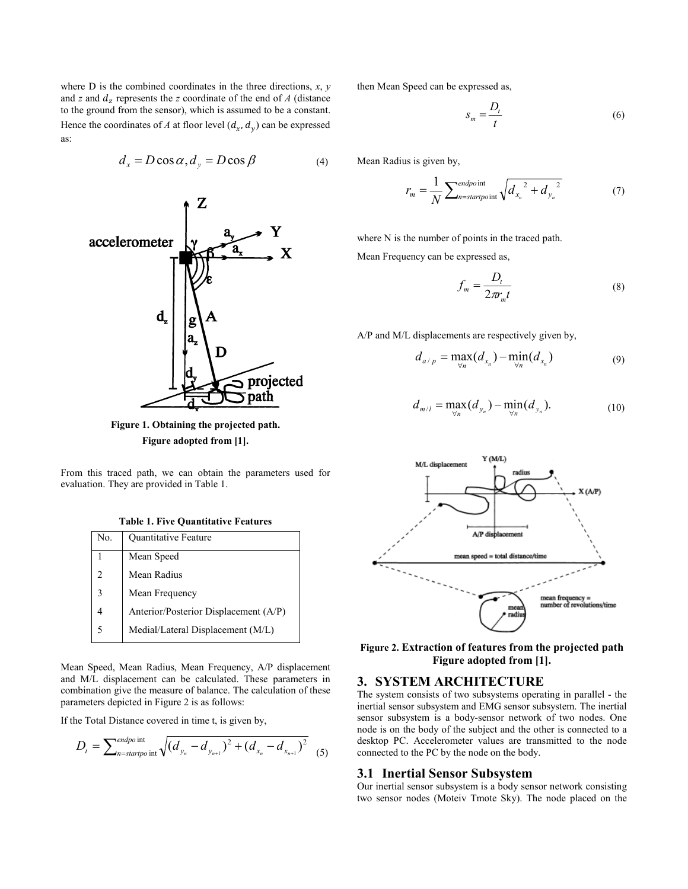where D is the combined coordinates in the three directions, *x*, *y* and *z* and $d_z$ represents the *z* coordinate of the end of *A* (distance to the ground from the sensor), which is assumed to be a constant. Hence the coordinates of *A* at floor level ($d_x$, $d_y$) can be expressed as:

$$d_x = D\cos\alpha, d_y = D\cos\beta \tag{4}$$

**Figure 1. Obtaining the projected path. Figure adopted from [1].**

From this traced path, we can obtain the parameters used for evaluation. They are provided in Table 1.

**Table 1. Five Quantitative Features**

| No. | Quantitative Feature |
|---|---|
| 1 | Mean Speed |
| 2 | Mean Radius |
| 3 | Mean Frequency |
| 4 | Anterior/Posterior Displacement (A/P) |
| 5 | Medial/Lateral Displacement (M/L) |

Mean Speed, Mean Radius, Mean Frequency, A/P displacement and M/L displacement can be calculated. These parameters in combination give the measure of balance. The calculation of these parameters depicted in Figure 2 is as follows:

If the Total Distance covered in time t, is given by,

$$D_t = \sum_{n=startpoint}^{endpoint} \sqrt{(d_{y_n} - d_{y_{n+1}})^2 + (d_{x_n} - d_{x_{n+1}})^2} \tag{5}$$

then Mean Speed can be expressed as,

$$s_m = \frac{D_t}{t} \tag{6}$$

Mean Radius is given by,

$$r_m = \frac{1}{N} \sum_{n=startpoint}^{endpoint} \sqrt{{d_{x_n}}^2 + {d_{y_n}}^2} \tag{7}$$

where N is the number of points in the traced path.

Mean Frequency can be expressed as,

$$f_m = \frac{D_t}{2\pi r_m t} \tag{8}$$

A/P and M/L displacements are respectively given by,

$$d_{a/p} = \max_{\forall n}(d_{x_n}) - \min_{\forall n}(d_{x_n}) \tag{9}$$

$$d_{m/l} = \max_{\forall n}(d_{y_n}) - \min_{\forall n}(d_{y_n}). \tag{10}$$

**Figure 2. Extraction of features from the projected path Figure adopted from [1].**

## 3. SYSTEM ARCHITECTURE

The system consists of two subsystems operating in parallel - the inertial sensor subsystem and EMG sensor subsystem. The inertial sensor subsystem is a body-sensor network of two nodes. One node is on the body of the subject and the other is connected to a desktop PC. Accelerometer values are transmitted to the node connected to the PC by the node on the body.

### 3.1 Inertial Sensor Subsystem

Our inertial sensor subsystem is a body sensor network consisting two sensor nodes (Moteiv Tmote Sky). The node placed on the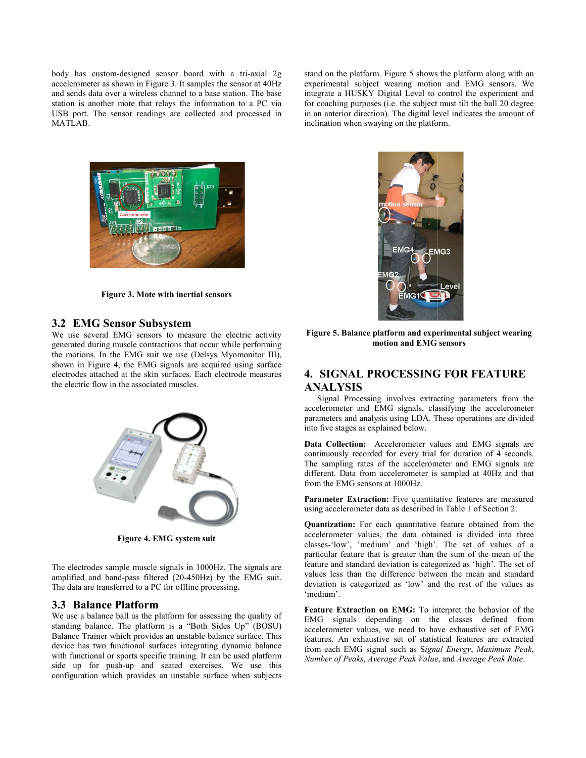body has custom-designed sensor board with a tri-axial 2g accelerometer as shown in Figure 3. It samples the sensor at 40Hz and sends data over a wireless channel to a base station. The base station is another mote that relays the information to a PC via USB port. The sensor readings are collected and processed in MATLAB.

**Figure 3. Mote with inertial sensors**

## 3.2 EMG Sensor Subsystem

We use several EMG sensors to measure the electric activity generated during muscle contractions that occur while performing the motions. In the EMG suit we use (Delsys Myomonitor III), shown in Figure 4, the EMG signals are acquired using surface electrodes attached at the skin surfaces. Each electrode measures the electric flow in the associated muscles.

**Figure 4. EMG system suit**

The electrodes sample muscle signals in 1000Hz. The signals are amplified and band-pass filtered (20-450Hz) by the EMG suit. The data are transferred to a PC for offline processing.

## 3.3 Balance Platform

We use a balance ball as the platform for assessing the quality of standing balance. The platform is a "Both Sides Up" (BOSU) Balance Trainer which provides an unstable balance surface. This device has two functional surfaces integrating dynamic balance with functional or sports specific training. It can be used platform side up for push-up and seated exercises. We use this configuration which provides an unstable surface when subjects stand on the platform. Figure 5 shows the platform along with an experimental subject wearing motion and EMG sensors. We integrate a HUSKY Digital Level to control the experiment and for coaching purposes (i.e. the subject must tilt the ball 20 degree in an anterior direction). The digital level indicates the amount of inclination when swaying on the platform.

**Figure 5. Balance platform and experimental subject wearing motion and EMG sensors**

# 4. SIGNAL PROCESSING FOR FEATURE ANALYSIS

Signal Processing involves extracting parameters from the accelerometer and EMG signals, classifying the accelerometer parameters and analysis using LDA. These operations are divided into five stages as explained below.

**Data Collection:** Accelerometer values and EMG signals are continuously recorded for every trial for duration of 4 seconds. The sampling rates of the accelerometer and EMG signals are different. Data from accelerometer is sampled at 40Hz and that from the EMG sensors at 1000Hz.

**Parameter Extraction:** Five quantitative features are measured using accelerometer data as described in Table 1 of Section 2.

**Quantization:** For each quantitative feature obtained from the accelerometer values, the data obtained is divided into three classes-'low', 'medium' and 'high'. The set of values of a particular feature that is greater than the sum of the mean of the feature and standard deviation is categorized as 'high'. The set of values less than the difference between the mean and standard deviation is categorized as 'low' and the rest of the values as 'medium'.

**Feature Extraction on EMG:** To interpret the behavior of the EMG signals depending on the classes defined from accelerometer values, we need to have exhaustive set of EMG features. An exhaustive set of statistical features are extracted from each EMG signal such as S*ignal Energy*, *Maximum Peak*, *Number of Peaks*, *Average Peak Value*, and *Average Peak Rate*.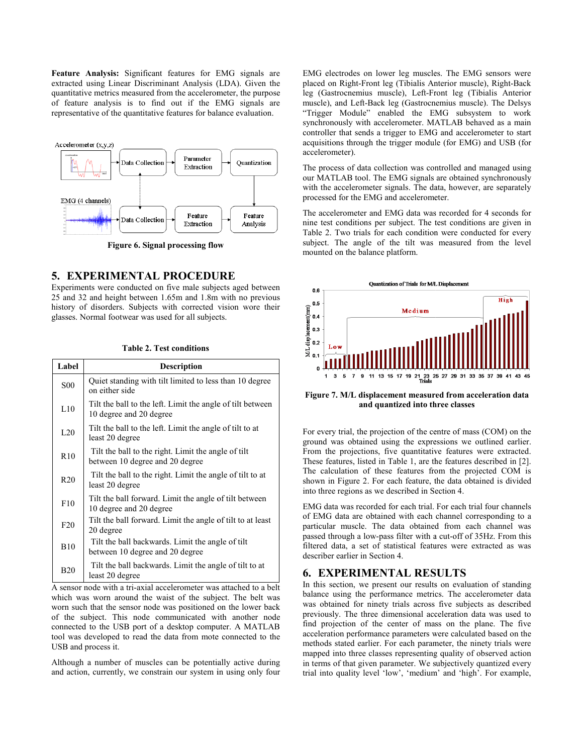**Feature Analysis:** Significant features for EMG signals are extracted using Linear Discriminant Analysis (LDA). Given the quantitative metrics measured from the accelerometer, the purpose of feature analysis is to find out if the EMG signals are representative of the quantitative features for balance evaluation.

**Figure 6. Signal processing flow**

## 5. EXPERIMENTAL PROCEDURE

Experiments were conducted on five male subjects aged between 25 and 32 and height between 1.65m and 1.8m with no previous history of disorders. Subjects with corrected vision wore their glasses. Normal footwear was used for all subjects.

**Table 2. Test conditions**

| Label | Description |
|---|---|
| S00 | Quiet standing with tilt limited to less than 10 degree on either side |
| L10 | Tilt the ball to the left. Limit the angle of tilt between 10 degree and 20 degree |
| L20 | Tilt the ball to the left. Limit the angle of tilt to at least 20 degree |
| R10 | Tilt the ball to the right. Limit the angle of tilt between 10 degree and 20 degree |
| R20 | Tilt the ball to the right. Limit the angle of tilt to at least 20 degree |
| F10 | Tilt the ball forward. Limit the angle of tilt between 10 degree and 20 degree |
| F20 | Tilt the ball forward. Limit the angle of tilt to at least 20 degree |
| B10 | Tilt the ball backwards. Limit the angle of tilt between 10 degree and 20 degree |
| B20 | Tilt the ball backwards. Limit the angle of tilt to at least 20 degree |

A sensor node with a tri-axial accelerometer was attached to a belt which was worn around the waist of the subject. The belt was worn such that the sensor node was positioned on the lower back of the subject. This node communicated with another node connected to the USB port of a desktop computer. A MATLAB tool was developed to read the data from mote connected to the USB and process it.

Although a number of muscles can be potentially active during and action, currently, we constrain our system in using only four EMG electrodes on lower leg muscles. The EMG sensors were placed on Right-Front leg (Tibialis Anterior muscle), Right-Back leg (Gastrocnemius muscle), Left-Front leg (Tibialis Anterior muscle), and Left-Back leg (Gastrocnemius muscle). The Delsys "Trigger Module" enabled the EMG subsystem to work synchronously with accelerometer. MATLAB behaved as a main controller that sends a trigger to EMG and accelerometer to start acquisitions through the trigger module (for EMG) and USB (for accelerometer).

The process of data collection was controlled and managed using our MATLAB tool. The EMG signals are obtained synchronously with the accelerometer signals. The data, however, are separately processed for the EMG and accelerometer.

The accelerometer and EMG data was recorded for 4 seconds for nine test conditions per subject. The test conditions are given in Table 2. Two trials for each condition were conducted for every subject. The angle of the tilt was measured from the level mounted on the balance platform.

**Figure 7. M/L displacement measured from acceleration data and quantized into three classes**

For every trial, the projection of the centre of mass (COM) on the ground was obtained using the expressions we outlined earlier. From the projections, five quantitative features were extracted. These features, listed in Table 1, are the features described in [2]. The calculation of these features from the projected COM is shown in Figure 2. For each feature, the data obtained is divided into three regions as we described in Section 4.

EMG data was recorded for each trial. For each trial four channels of EMG data are obtained with each channel corresponding to a particular muscle. The data obtained from each channel was passed through a low-pass filter with a cut-off of 35Hz. From this filtered data, a set of statistical features were extracted as was describer earlier in Section 4.

## 6. EXPERIMENTAL RESULTS

In this section, we present our results on evaluation of standing balance using the performance metrics. The accelerometer data was obtained for ninety trials across five subjects as described previously. The three dimensional acceleration data was used to find projection of the center of mass on the plane. The five acceleration performance parameters were calculated based on the methods stated earlier. For each parameter, the ninety trials were mapped into three classes representing quality of observed action in terms of that given parameter. We subjectively quantized every trial into quality level 'low', 'medium' and 'high'. For example,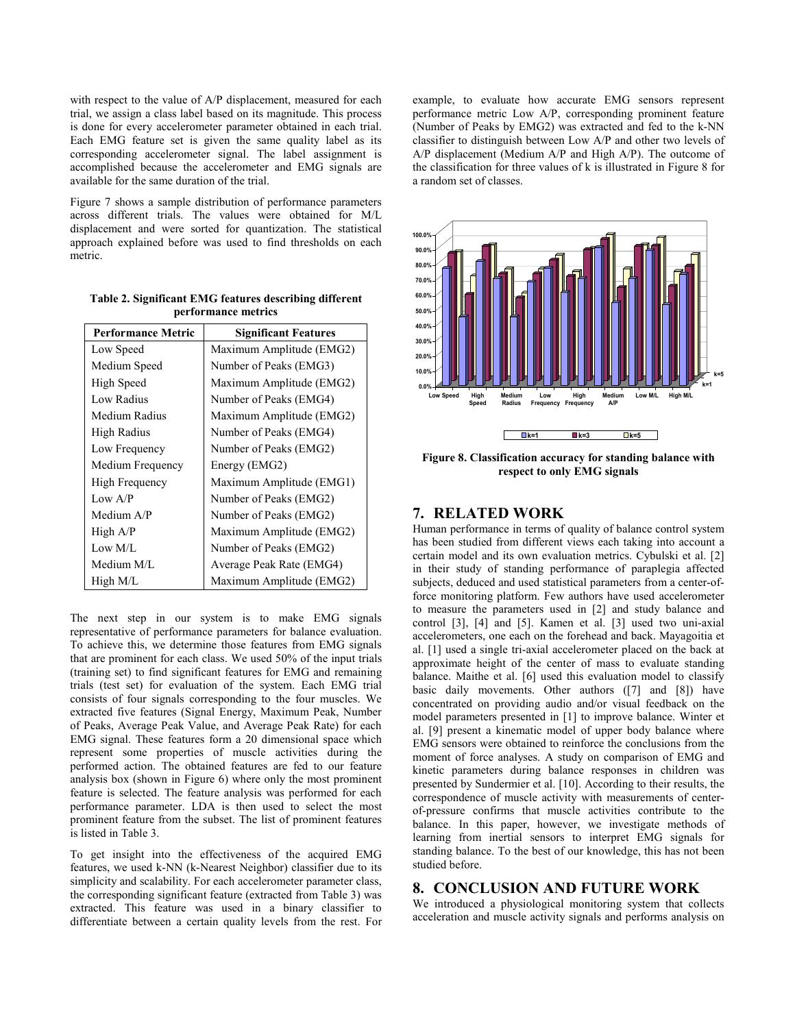with respect to the value of A/P displacement, measured for each trial, we assign a class label based on its magnitude. This process is done for every accelerometer parameter obtained in each trial. Each EMG feature set is given the same quality label as its corresponding accelerometer signal. The label assignment is accomplished because the accelerometer and EMG signals are available for the same duration of the trial.

Figure 7 shows a sample distribution of performance parameters across different trials. The values were obtained for M/L displacement and were sorted for quantization. The statistical approach explained before was used to find thresholds on each metric.

**Table 2. Significant EMG features describing different performance metrics**

| Performance Metric | Significant Features |
|---|---|
| Low Speed | Maximum Amplitude (EMG2) |
| Medium Speed | Number of Peaks (EMG3) |
| High Speed | Maximum Amplitude (EMG2) |
| Low Radius | Number of Peaks (EMG4) |
| Medium Radius | Maximum Amplitude (EMG2) |
| High Radius | Number of Peaks (EMG4) |
| Low Frequency | Number of Peaks (EMG2) |
| Medium Frequency | Energy (EMG2) |
| High Frequency | Maximum Amplitude (EMG1) |
| Low A/P | Number of Peaks (EMG2) |
| Medium A/P | Number of Peaks (EMG2) |
| High A/P | Maximum Amplitude (EMG2) |
| Low M/L | Number of Peaks (EMG2) |
| Medium M/L | Average Peak Rate (EMG4) |
| High M/L | Maximum Amplitude (EMG2) |

The next step in our system is to make EMG signals representative of performance parameters for balance evaluation. To achieve this, we determine those features from EMG signals that are prominent for each class. We used 50% of the input trials (training set) to find significant features for EMG and remaining trials (test set) for evaluation of the system. Each EMG trial consists of four signals corresponding to the four muscles. We extracted five features (Signal Energy, Maximum Peak, Number of Peaks, Average Peak Value, and Average Peak Rate) for each EMG signal. These features form a 20 dimensional space which represent some properties of muscle activities during the performed action. The obtained features are fed to our feature analysis box (shown in Figure 6) where only the most prominent feature is selected. The feature analysis was performed for each performance parameter. LDA is then used to select the most prominent feature from the subset. The list of prominent features is listed in Table 3.

To get insight into the effectiveness of the acquired EMG features, we used k-NN (k-Nearest Neighbor) classifier due to its simplicity and scalability. For each accelerometer parameter class, the corresponding significant feature (extracted from Table 3) was extracted. This feature was used in a binary classifier to differentiate between a certain quality levels from the rest. For example, to evaluate how accurate EMG sensors represent performance metric Low A/P, corresponding prominent feature (Number of Peaks by EMG2) was extracted and fed to the k-NN classifier to distinguish between Low A/P and other two levels of A/P displacement (Medium A/P and High A/P). The outcome of the classification for three values of k is illustrated in Figure 8 for a random set of classes.

**Figure 8. Classification accuracy for standing balance with respect to only EMG signals**

## 7. RELATED WORK

Human performance in terms of quality of balance control system has been studied from different views each taking into account a certain model and its own evaluation metrics. Cybulski et al. [2] in their study of standing performance of paraplegia affected subjects, deduced and used statistical parameters from a center-of-force monitoring platform. Few authors have used accelerometer to measure the parameters used in [2] and study balance and control [3], [4] and [5]. Kamen et al. [3] used two uni-axial accelerometers, one each on the forehead and back. Mayagoitia et al. [1] used a single tri-axial accelerometer placed on the back at approximate height of the center of mass to evaluate standing balance. Maithe et al. [6] used this evaluation model to classify basic daily movements. Other authors ([7] and [8]) have concentrated on providing audio and/or visual feedback on the model parameters presented in [1] to improve balance. Winter et al. [9] present a kinematic model of upper body balance where EMG sensors were obtained to reinforce the conclusions from the moment of force analyses. A study on comparison of EMG and kinetic parameters during balance responses in children was presented by Sundermier et al. [10]. According to their results, the correspondence of muscle activity with measurements of center-of-pressure confirms that muscle activities contribute to the balance. In this paper, however, we investigate methods of learning from inertial sensors to interpret EMG signals for standing balance. To the best of our knowledge, this has not been studied before.

## 8. CONCLUSION AND FUTURE WORK

We introduced a physiological monitoring system that collects acceleration and muscle activity signals and performs analysis on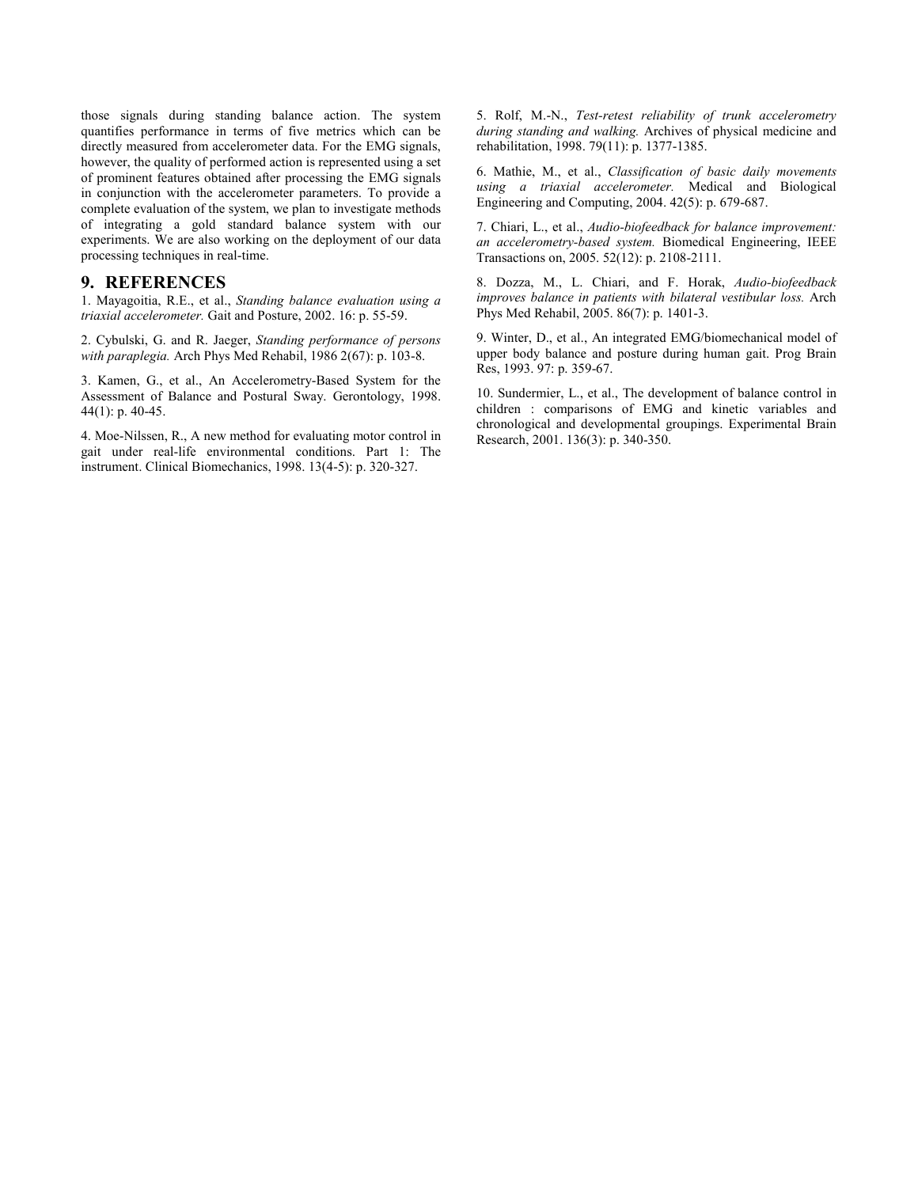those signals during standing balance action. The system quantifies performance in terms of five metrics which can be directly measured from accelerometer data. For the EMG signals, however, the quality of performed action is represented using a set of prominent features obtained after processing the EMG signals in conjunction with the accelerometer parameters. To provide a complete evaluation of the system, we plan to investigate methods of integrating a gold standard balance system with our experiments. We are also working on the deployment of our data processing techniques in real-time.

## 9. REFERENCES

1. Mayagoitia, R.E., et al., *Standing balance evaluation using a triaxial accelerometer.* Gait and Posture, 2002. 16: p. 55-59.

2. Cybulski, G. and R. Jaeger, *Standing performance of persons with paraplegia.* Arch Phys Med Rehabil, 1986 2(67): p. 103-8.

3. Kamen, G., et al., An Accelerometry-Based System for the Assessment of Balance and Postural Sway. Gerontology, 1998. 44(1): p. 40-45.

4. Moe-Nilssen, R., A new method for evaluating motor control in gait under real-life environmental conditions. Part 1: The instrument. Clinical Biomechanics, 1998. 13(4-5): p. 320-327.

5. Rolf, M.-N., *Test-retest reliability of trunk accelerometry during standing and walking.* Archives of physical medicine and rehabilitation, 1998. 79(11): p. 1377-1385.

6. Mathie, M., et al., *Classification of basic daily movements using a triaxial accelerometer.* Medical and Biological Engineering and Computing, 2004. 42(5): p. 679-687.

7. Chiari, L., et al., *Audio-biofeedback for balance improvement: an accelerometry-based system.* Biomedical Engineering, IEEE Transactions on, 2005. 52(12): p. 2108-2111.

8. Dozza, M., L. Chiari, and F. Horak, *Audio-biofeedback improves balance in patients with bilateral vestibular loss.* Arch Phys Med Rehabil, 2005. 86(7): p. 1401-3.

9. Winter, D., et al., An integrated EMG/biomechanical model of upper body balance and posture during human gait. Prog Brain Res, 1993. 97: p. 359-67.

10. Sundermier, L., et al., The development of balance control in children : comparisons of EMG and kinetic variables and chronological and developmental groupings. Experimental Brain Research, 2001. 136(3): p. 340-350.